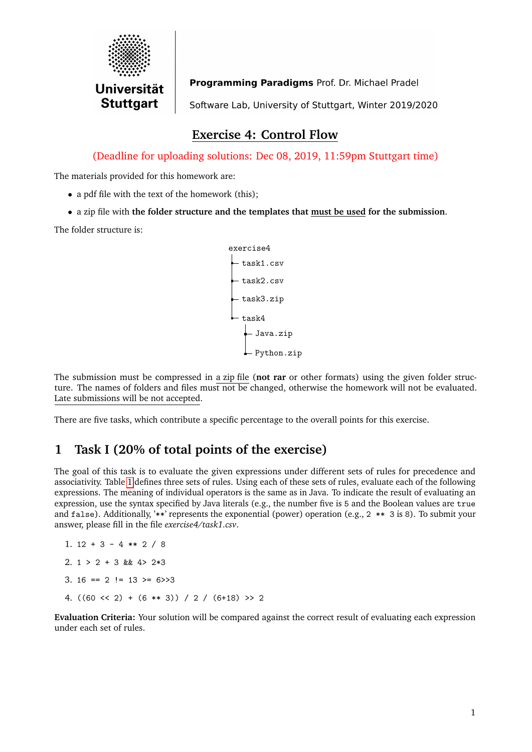**Programming Paradigms** Prof. Dr. Michael Pradel

Software Lab, University of Stuttgart, Winter 2019/2020

# Exercise 4: Control Flow

(Deadline for uploading solutions: Dec 08, 2019, 11:59pm Stuttgart time)

The materials provided for this homework are:

- a pdf file with the text of the homework (this);
- a zip file with **the folder structure and the templates that must be used for the submission**.

The folder structure is:

```
exercise4
├─ task1.csv
├─ task2.csv
├─ task3.zip
└─ task4
   ├─ Java.zip
   └─ Python.zip
```

The submission must be compressed in a zip file (**not rar** or other formats) using the given folder structure. The names of folders and files must not be changed, otherwise the homework will not be evaluated. Late submissions will be not accepted.

There are five tasks, which contribute a specific percentage to the overall points for this exercise.

## 1 Task I (20% of total points of the exercise)

The goal of this task is to evaluate the given expressions under different sets of rules for precedence and associativity. Table 1 defines three sets of rules. Using each of these sets of rules, evaluate each of the following expressions. The meaning of individual operators is the same as in Java. To indicate the result of evaluating an expression, use the syntax specified by Java literals (e.g., the number five is `5` and the Boolean values are `true` and `false`). Additionally, '`**`' represents the exponential (power) operation (e.g., `2 ** 3` is `8`). To submit your answer, please fill in the file *exercise4/task1.csv*.

1. `12 + 3 - 4 ** 2 / 8`
2. `1 > 2 + 3 && 4> 2*3`
3. `16 == 2 != 13 >= 6>>3`
4. `((60 << 2) + (6 ** 3)) / 2 / (6+18) >> 2`

**Evaluation Criteria:** Your solution will be compared against the correct result of evaluating each expression under each set of rules.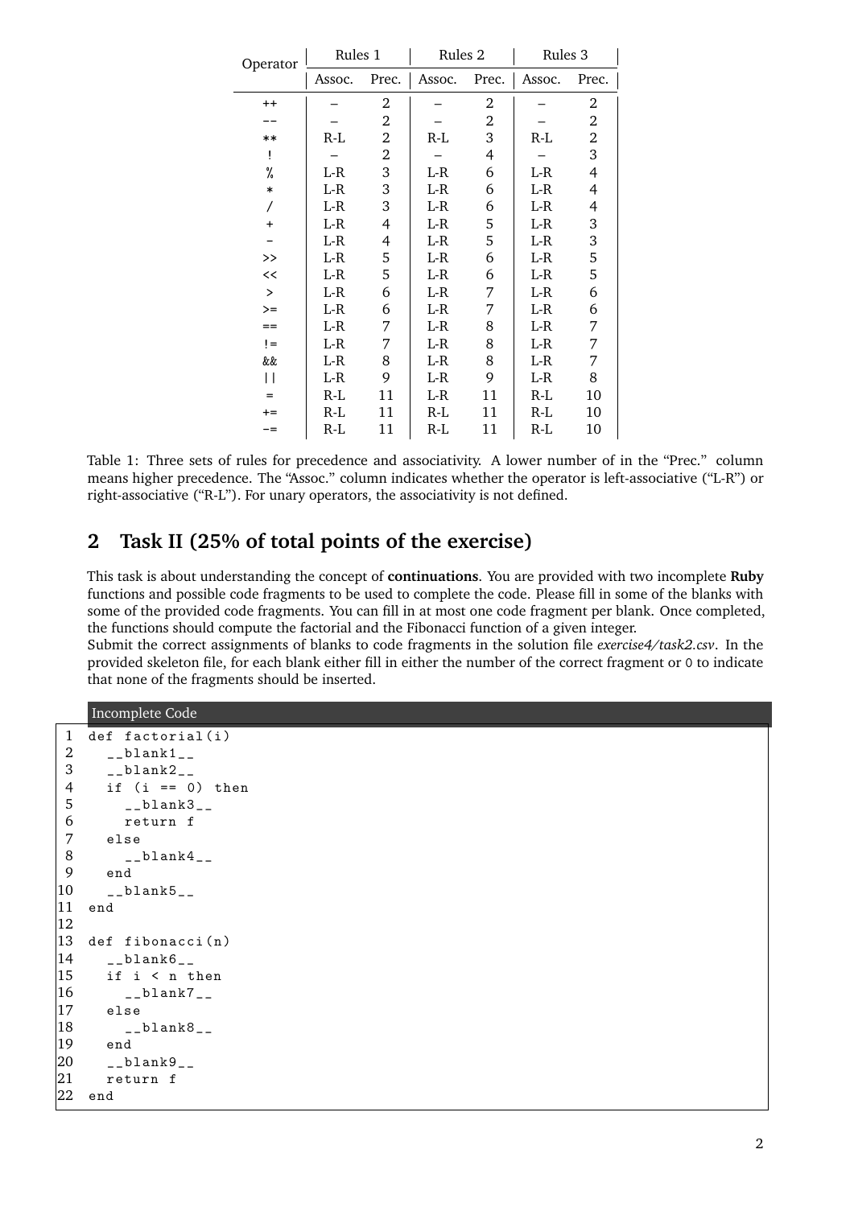| Operator | Rules 1 | | Rules 2 | | Rules 3 | |
|---|---|---|---|---|---|---|
| | Assoc. | Prec. | Assoc. | Prec. | Assoc. | Prec. |
| ++ | – | 2 | – | 2 | – | 2 |
| -- | – | 2 | – | 2 | – | 2 |
| ** | R-L | 2 | R-L | 3 | R-L | 2 |
| ! | – | 2 | – | 4 | – | 3 |
| % | L-R | 3 | L-R | 6 | L-R | 4 |
| * | L-R | 3 | L-R | 6 | L-R | 4 |
| / | L-R | 3 | L-R | 6 | L-R | 4 |
| + | L-R | 4 | L-R | 5 | L-R | 3 |
| - | L-R | 4 | L-R | 5 | L-R | 3 |
| >> | L-R | 5 | L-R | 6 | L-R | 5 |
| << | L-R | 5 | L-R | 6 | L-R | 5 |
| > | L-R | 6 | L-R | 7 | L-R | 6 |
| >= | L-R | 6 | L-R | 7 | L-R | 6 |
| == | L-R | 7 | L-R | 8 | L-R | 7 |
| != | L-R | 7 | L-R | 8 | L-R | 7 |
| && | L-R | 8 | L-R | 8 | L-R | 7 |
| \|\| | L-R | 9 | L-R | 9 | L-R | 8 |
| = | R-L | 11 | L-R | 11 | R-L | 10 |
| += | R-L | 11 | R-L | 11 | R-L | 10 |
| -= | R-L | 11 | R-L | 11 | R-L | 10 |

Table 1: Three sets of rules for precedence and associativity. A lower number of in the "Prec." column means higher precedence. The "Assoc." column indicates whether the operator is left-associative ("L-R") or right-associative ("R-L"). For unary operators, the associativity is not defined.

## 2 Task II (25% of total points of the exercise)

This task is about understanding the concept of **continuations**. You are provided with two incomplete **Ruby** functions and possible code fragments to be used to complete the code. Please fill in some of the blanks with some of the provided code fragments. You can fill in at most one code fragment per blank. Once completed, the functions should compute the factorial and the Fibonacci function of a given integer.

Submit the correct assignments of blanks to code fragments in the solution file *exercise4/task2.csv*. In the provided skeleton file, for each blank either fill in either the number of the correct fragment or 0 to indicate that none of the fragments should be inserted.

Incomplete Code

```
1  def factorial(i)
2    __blank1__
3    __blank2__
4    if (i == 0) then
5      __blank3__
6      return f
7    else
8      __blank4__
9    end
10   __blank5__
11 end
12
13 def fibonacci(n)
14   __blank6__
15   if i < n then
16     __blank7__
17   else
18     __blank8__
19   end
20   __blank9__
21   return f
22 end
```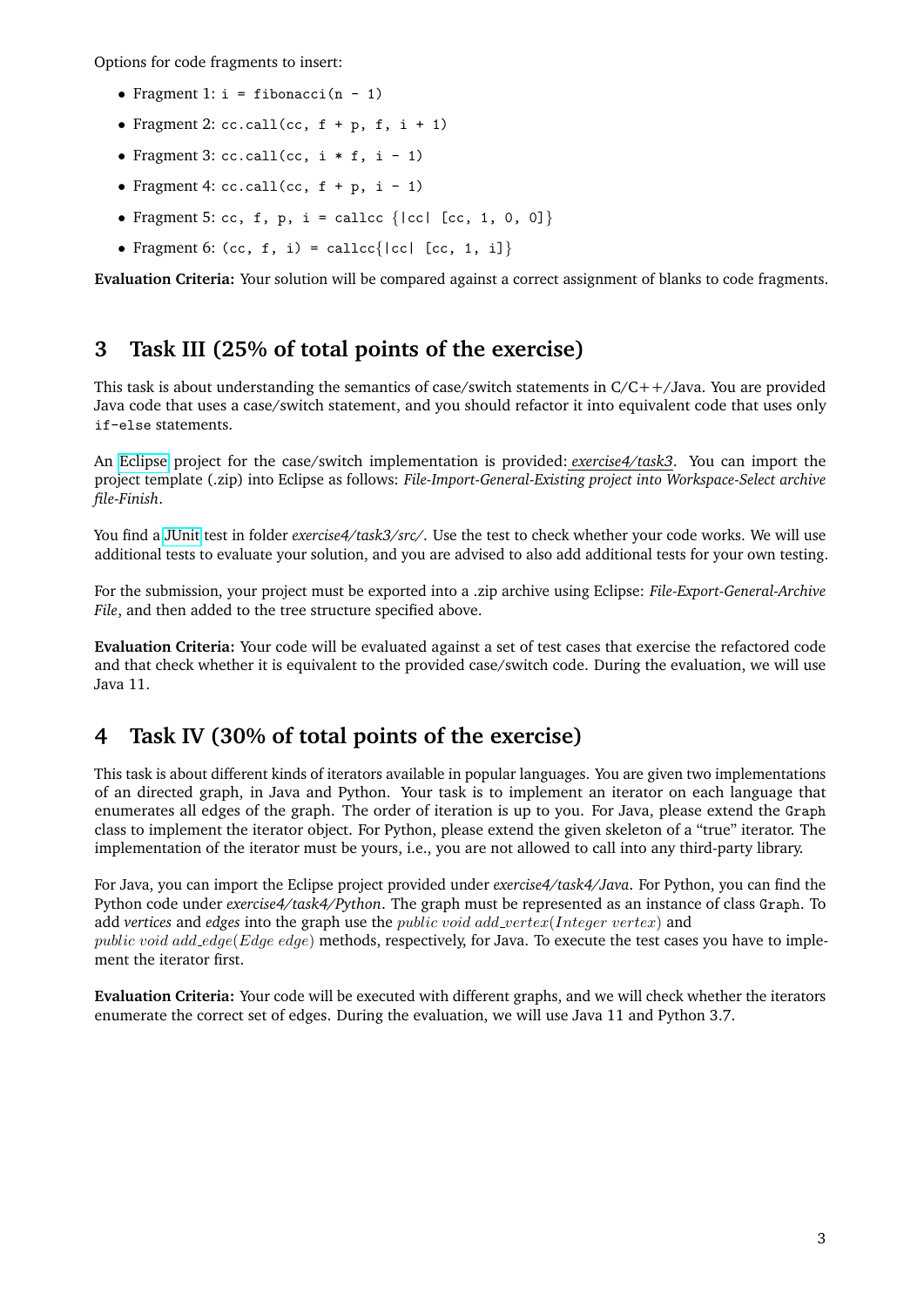Options for code fragments to insert:

- Fragment 1: `i = fibonacci(n - 1)`
- Fragment 2: `cc.call(cc, f + p, f, i + 1)`
- Fragment 3: `cc.call(cc, i * f, i - 1)`
- Fragment 4: `cc.call(cc, f + p, i - 1)`
- Fragment 5: `cc, f, p, i = callcc {|cc| [cc, 1, 0, 0]}`
- Fragment 6: `(cc, f, i) = callcc{|cc| [cc, 1, i]}`

**Evaluation Criteria:** Your solution will be compared against a correct assignment of blanks to code fragments.

## 3 Task III (25% of total points of the exercise)

This task is about understanding the semantics of case/switch statements in C/C++/Java. You are provided Java code that uses a case/switch statement, and you should refactor it into equivalent code that uses only `if-else` statements.

An Eclipse project for the case/switch implementation is provided: ***exercise4/task3***. You can import the project template (.zip) into Eclipse as follows: *File-Import-General-Existing project into Workspace-Select archive file-Finish*.

You find a JUnit test in folder *exercise4/task3/src/*. Use the test to check whether your code works. We will use additional tests to evaluate your solution, and you are advised to also add additional tests for your own testing.

For the submission, your project must be exported into a .zip archive using Eclipse: *File-Export-General-Archive File*, and then added to the tree structure specified above.

**Evaluation Criteria:** Your code will be evaluated against a set of test cases that exercise the refactored code and that check whether it is equivalent to the provided case/switch code. During the evaluation, we will use Java 11.

## 4 Task IV (30% of total points of the exercise)

This task is about different kinds of iterators available in popular languages. You are given two implementations of an directed graph, in Java and Python. Your task is to implement an iterator on each language that enumerates all edges of the graph. The order of iteration is up to you. For Java, please extend the `Graph` class to implement the iterator object. For Python, please extend the given skeleton of a "true" iterator. The implementation of the iterator must be yours, i.e., you are not allowed to call into any third-party library.

For Java, you can import the Eclipse project provided under *exercise4/task4/Java*. For Python, you can find the Python code under *exercise4/task4/Python*. The graph must be represented as an instance of class `Graph`. To add *vertices* and *edges* into the graph use the *public void add_vertex(Integer vertex)* and *public void add_edge(Edge edge)* methods, respectively, for Java. To execute the test cases you have to implement the iterator first.

**Evaluation Criteria:** Your code will be executed with different graphs, and we will check whether the iterators enumerate the correct set of edges. During the evaluation, we will use Java 11 and Python 3.7.